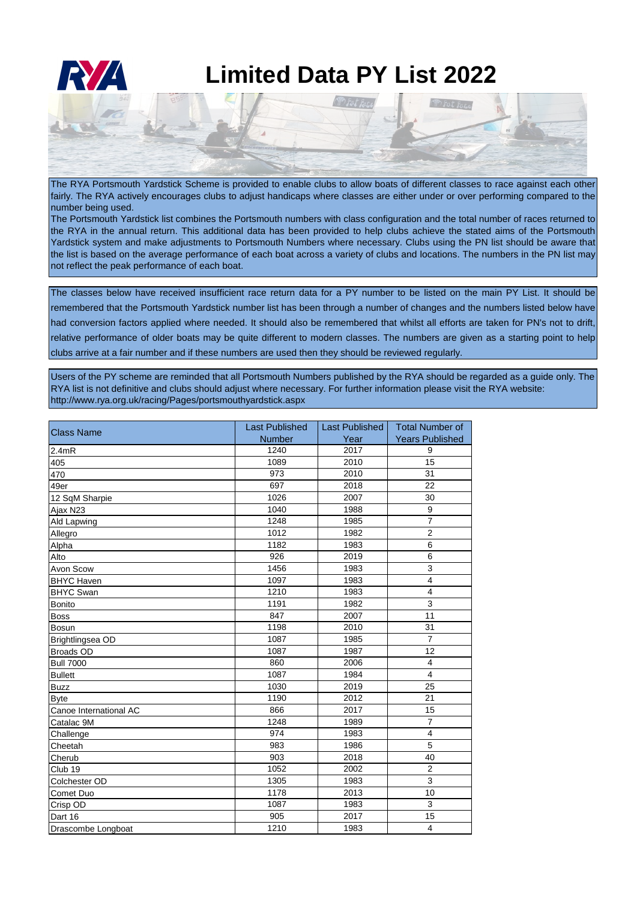# Limited Data PY List 2022

The RYA Portsmouth Yardstick Scheme is provided to enable clubs to allow boats of different classes to race against each other fairly. The RYA actively encourages clubs to adjust handicaps where classes are either under or over performing compared to the number being used.
The Portsmouth Yardstick list combines the Portsmouth numbers with class configuration and the total number of races returned to the RYA in the annual return. This additional data has been provided to help clubs achieve the stated aims of the Portsmouth Yardstick system and make adjustments to Portsmouth Numbers where necessary. Clubs using the PN list should be aware that the list is based on the average performance of each boat across a variety of clubs and locations. The numbers in the PN list may not reflect the peak performance of each boat.

The classes below have received insufficient race return data for a PY number to be listed on the main PY List. It should be remembered that the Portsmouth Yardstick number list has been through a number of changes and the numbers listed below have had conversion factors applied where needed. It should also be remembered that whilst all efforts are taken for PN's not to drift, relative performance of older boats may be quite different to modern classes. The numbers are given as a starting point to help clubs arrive at a fair number and if these numbers are used then they should be reviewed regularly.

Users of the PY scheme are reminded that all Portsmouth Numbers published by the RYA should be regarded as a guide only. The RYA list is not definitive and clubs should adjust where necessary. For further information please visit the RYA website: http://www.rya.org.uk/racing/Pages/portsmouthyardstick.aspx

| Class Name | Last Published Number | Last Published Year | Total Number of Years Published |
|---|---|---|---|
| 2.4mR | 1240 | 2017 | 9 |
| 405 | 1089 | 2010 | 15 |
| 470 | 973 | 2010 | 31 |
| 49er | 697 | 2018 | 22 |
| 12 SqM Sharpie | 1026 | 2007 | 30 |
| Ajax N23 | 1040 | 1988 | 9 |
| Ald Lapwing | 1248 | 1985 | 7 |
| Allegro | 1012 | 1982 | 2 |
| Alpha | 1182 | 1983 | 6 |
| Alto | 926 | 2019 | 6 |
| Avon Scow | 1456 | 1983 | 3 |
| BHYC Haven | 1097 | 1983 | 4 |
| BHYC Swan | 1210 | 1983 | 4 |
| Bonito | 1191 | 1982 | 3 |
| Boss | 847 | 2007 | 11 |
| Bosun | 1198 | 2010 | 31 |
| Brightlingsea OD | 1087 | 1985 | 7 |
| Broads OD | 1087 | 1987 | 12 |
| Bull 7000 | 860 | 2006 | 4 |
| Bullett | 1087 | 1984 | 4 |
| Buzz | 1030 | 2019 | 25 |
| Byte | 1190 | 2012 | 21 |
| Canoe International AC | 866 | 2017 | 15 |
| Catalac 9M | 1248 | 1989 | 7 |
| Challenge | 974 | 1983 | 4 |
| Cheetah | 983 | 1986 | 5 |
| Cherub | 903 | 2018 | 40 |
| Club 19 | 1052 | 2002 | 2 |
| Colchester OD | 1305 | 1983 | 3 |
| Comet Duo | 1178 | 2013 | 10 |
| Crisp OD | 1087 | 1983 | 3 |
| Dart 16 | 905 | 2017 | 15 |
| Drascombe Longboat | 1210 | 1983 | 4 |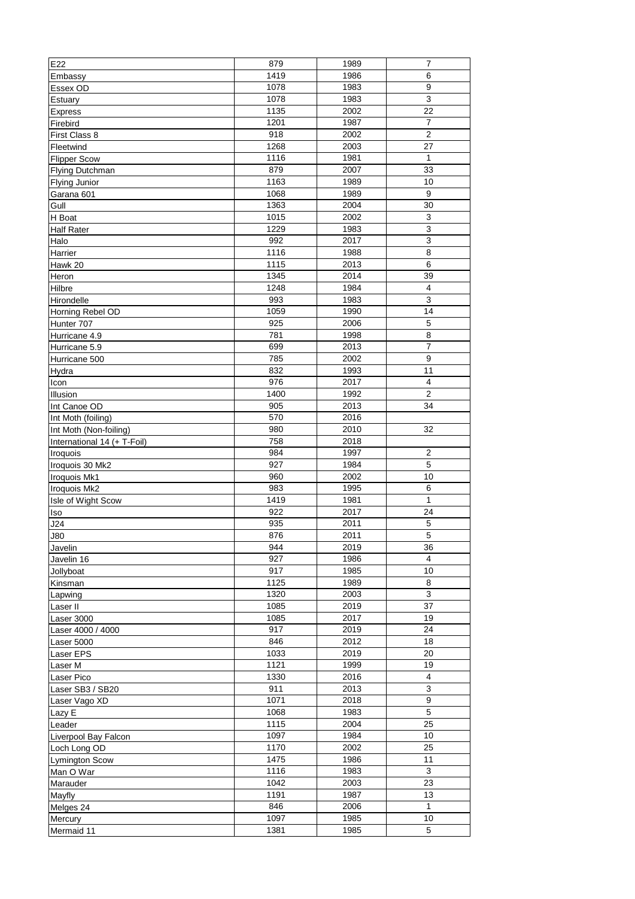| E22 | 879 | 1989 | 7 |
|---|---|---|---|
| Embassy | 1419 | 1986 | 6 |
| Essex OD | 1078 | 1983 | 9 |
| Estuary | 1078 | 1983 | 3 |
| Express | 1135 | 2002 | 22 |
| Firebird | 1201 | 1987 | 7 |
| First Class 8 | 918 | 2002 | 2 |
| Fleetwind | 1268 | 2003 | 27 |
| Flipper Scow | 1116 | 1981 | 1 |
| Flying Dutchman | 879 | 2007 | 33 |
| Flying Junior | 1163 | 1989 | 10 |
| Garana 601 | 1068 | 1989 | 9 |
| Gull | 1363 | 2004 | 30 |
| H Boat | 1015 | 2002 | 3 |
| Half Rater | 1229 | 1983 | 3 |
| Halo | 992 | 2017 | 3 |
| Harrier | 1116 | 1988 | 8 |
| Hawk 20 | 1115 | 2013 | 6 |
| Heron | 1345 | 2014 | 39 |
| Hilbre | 1248 | 1984 | 4 |
| Hirondelle | 993 | 1983 | 3 |
| Horning Rebel OD | 1059 | 1990 | 14 |
| Hunter 707 | 925 | 2006 | 5 |
| Hurricane 4.9 | 781 | 1998 | 8 |
| Hurricane 5.9 | 699 | 2013 | 7 |
| Hurricane 500 | 785 | 2002 | 9 |
| Hydra | 832 | 1993 | 11 |
| Icon | 976 | 2017 | 4 |
| Illusion | 1400 | 1992 | 2 |
| Int Canoe OD | 905 | 2013 | 34 |
| Int Moth (foiling) | 570 | 2016 | |
| Int Moth (Non-foiling) | 980 | 2010 | 32 |
| International 14 (+ T-Foil) | 758 | 2018 | |
| Iroquois | 984 | 1997 | 2 |
| Iroquois 30 Mk2 | 927 | 1984 | 5 |
| Iroquois Mk1 | 960 | 2002 | 10 |
| Iroquois Mk2 | 983 | 1995 | 6 |
| Isle of Wight Scow | 1419 | 1981 | 1 |
| Iso | 922 | 2017 | 24 |
| J24 | 935 | 2011 | 5 |
| J80 | 876 | 2011 | 5 |
| Javelin | 944 | 2019 | 36 |
| Javelin 16 | 927 | 1986 | 4 |
| Jollyboat | 917 | 1985 | 10 |
| Kinsman | 1125 | 1989 | 8 |
| Lapwing | 1320 | 2003 | 3 |
| Laser II | 1085 | 2019 | 37 |
| Laser 3000 | 1085 | 2017 | 19 |
| Laser 4000 / 4000 | 917 | 2019 | 24 |
| Laser 5000 | 846 | 2012 | 18 |
| Laser EPS | 1033 | 2019 | 20 |
| Laser M | 1121 | 1999 | 19 |
| Laser Pico | 1330 | 2016 | 4 |
| Laser SB3 / SB20 | 911 | 2013 | 3 |
| Laser Vago XD | 1071 | 2018 | 9 |
| Lazy E | 1068 | 1983 | 5 |
| Leader | 1115 | 2004 | 25 |
| Liverpool Bay Falcon | 1097 | 1984 | 10 |
| Loch Long OD | 1170 | 2002 | 25 |
| Lymington Scow | 1475 | 1986 | 11 |
| Man O War | 1116 | 1983 | 3 |
| Marauder | 1042 | 2003 | 23 |
| Mayfly | 1191 | 1987 | 13 |
| Melges 24 | 846 | 2006 | 1 |
| Mercury | 1097 | 1985 | 10 |
| Mermaid 11 | 1381 | 1985 | 5 |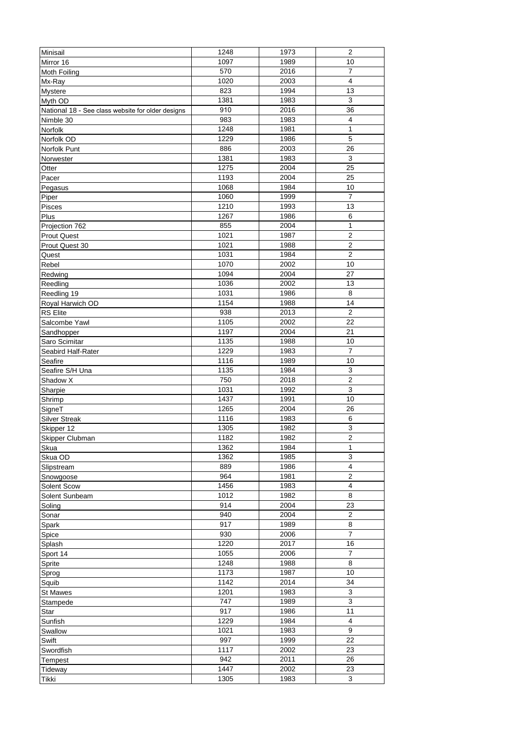| | | | |
|---|---|---|---|
| Minisail | 1248 | 1973 | 2 |
| Mirror 16 | 1097 | 1989 | 10 |
| Moth Foiling | 570 | 2016 | 7 |
| Mx-Ray | 1020 | 2003 | 4 |
| Mystere | 823 | 1994 | 13 |
| Myth OD | 1381 | 1983 | 3 |
| National 18 - See class website for older designs | 910 | 2016 | 36 |
| Nimble 30 | 983 | 1983 | 4 |
| Norfolk | 1248 | 1981 | 1 |
| Norfolk OD | 1229 | 1986 | 5 |
| Norfolk Punt | 886 | 2003 | 26 |
| Norwester | 1381 | 1983 | 3 |
| Otter | 1275 | 2004 | 25 |
| Pacer | 1193 | 2004 | 25 |
| Pegasus | 1068 | 1984 | 10 |
| Piper | 1060 | 1999 | 7 |
| Pisces | 1210 | 1993 | 13 |
| Plus | 1267 | 1986 | 6 |
| Projection 762 | 855 | 2004 | 1 |
| Prout Quest | 1021 | 1987 | 2 |
| Prout Quest 30 | 1021 | 1988 | 2 |
| Quest | 1031 | 1984 | 2 |
| Rebel | 1070 | 2002 | 10 |
| Redwing | 1094 | 2004 | 27 |
| Reedling | 1036 | 2002 | 13 |
| Reedling 19 | 1031 | 1986 | 8 |
| Royal Harwich OD | 1154 | 1988 | 14 |
| RS Elite | 938 | 2013 | 2 |
| Salcombe Yawl | 1105 | 2002 | 22 |
| Sandhopper | 1197 | 2004 | 21 |
| Saro Scimitar | 1135 | 1988 | 10 |
| Seabird Half-Rater | 1229 | 1983 | 7 |
| Seafire | 1116 | 1989 | 10 |
| Seafire S/H Una | 1135 | 1984 | 3 |
| Shadow X | 750 | 2018 | 2 |
| Sharpie | 1031 | 1992 | 3 |
| Shrimp | 1437 | 1991 | 10 |
| SigneT | 1265 | 2004 | 26 |
| Silver Streak | 1116 | 1983 | 6 |
| Skipper 12 | 1305 | 1982 | 3 |
| Skipper Clubman | 1182 | 1982 | 2 |
| Skua | 1362 | 1984 | 1 |
| Skua OD | 1362 | 1985 | 3 |
| Slipstream | 889 | 1986 | 4 |
| Snowgoose | 964 | 1981 | 2 |
| Solent Scow | 1456 | 1983 | 4 |
| Solent Sunbeam | 1012 | 1982 | 8 |
| Soling | 914 | 2004 | 23 |
| Sonar | 940 | 2004 | 2 |
| Spark | 917 | 1989 | 8 |
| Spice | 930 | 2006 | 7 |
| Splash | 1220 | 2017 | 16 |
| Sport 14 | 1055 | 2006 | 7 |
| Sprite | 1248 | 1988 | 8 |
| Sprog | 1173 | 1987 | 10 |
| Squib | 1142 | 2014 | 34 |
| St Mawes | 1201 | 1983 | 3 |
| Stampede | 747 | 1989 | 3 |
| Star | 917 | 1986 | 11 |
| Sunfish | 1229 | 1984 | 4 |
| Swallow | 1021 | 1983 | 9 |
| Swift | 997 | 1999 | 22 |
| Swordfish | 1117 | 2002 | 23 |
| Tempest | 942 | 2011 | 26 |
| Tideway | 1447 | 2002 | 23 |
| Tikki | 1305 | 1983 | 3 |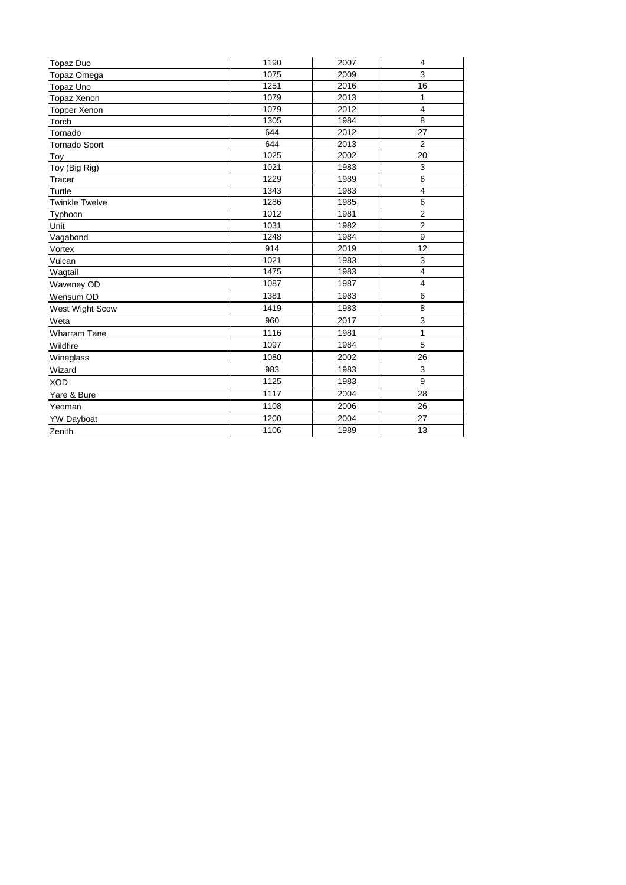| | | | |
|---|---|---|---|
| Topaz Duo | 1190 | 2007 | 4 |
| Topaz Omega | 1075 | 2009 | 3 |
| Topaz Uno | 1251 | 2016 | 16 |
| Topaz Xenon | 1079 | 2013 | 1 |
| Topper Xenon | 1079 | 2012 | 4 |
| Torch | 1305 | 1984 | 8 |
| Tornado | 644 | 2012 | 27 |
| Tornado Sport | 644 | 2013 | 2 |
| Toy | 1025 | 2002 | 20 |
| Toy (Big Rig) | 1021 | 1983 | 3 |
| Tracer | 1229 | 1989 | 6 |
| Turtle | 1343 | 1983 | 4 |
| Twinkle Twelve | 1286 | 1985 | 6 |
| Typhoon | 1012 | 1981 | 2 |
| Unit | 1031 | 1982 | 2 |
| Vagabond | 1248 | 1984 | 9 |
| Vortex | 914 | 2019 | 12 |
| Vulcan | 1021 | 1983 | 3 |
| Wagtail | 1475 | 1983 | 4 |
| Waveney OD | 1087 | 1987 | 4 |
| Wensum OD | 1381 | 1983 | 6 |
| West Wight Scow | 1419 | 1983 | 8 |
| Weta | 960 | 2017 | 3 |
| Wharram Tane | 1116 | 1981 | 1 |
| Wildfire | 1097 | 1984 | 5 |
| Wineglass | 1080 | 2002 | 26 |
| Wizard | 983 | 1983 | 3 |
| XOD | 1125 | 1983 | 9 |
| Yare & Bure | 1117 | 2004 | 28 |
| Yeoman | 1108 | 2006 | 26 |
| YW Dayboat | 1200 | 2004 | 27 |
| Zenith | 1106 | 1989 | 13 |